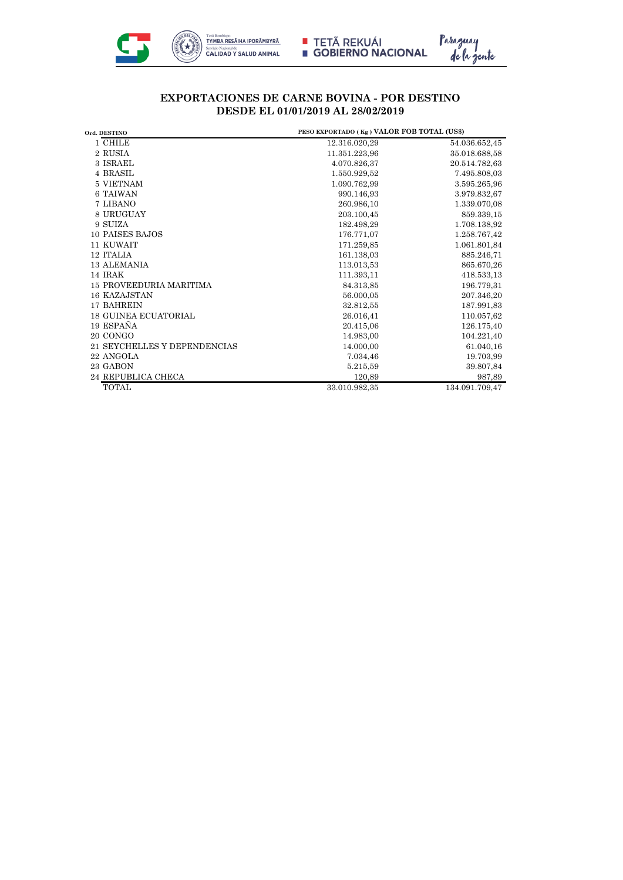## EXPORTACIONES DE CARNE BOVINA - POR DESTINO
## DESDE EL 01/01/2019 AL 28/02/2019

| Ord. | DESTINO | PESO EXPORTADO ( Kg ) | VALOR FOB TOTAL (US$) |
|---|---|---|---|
| 1 | CHILE | 12.316.020,29 | 54.036.652,45 |
| 2 | RUSIA | 11.351.223,96 | 35.018.688,58 |
| 3 | ISRAEL | 4.070.826,37 | 20.514.782,63 |
| 4 | BRASIL | 1.550.929,52 | 7.495.808,03 |
| 5 | VIETNAM | 1.090.762,99 | 3.595.265,96 |
| 6 | TAIWAN | 990.146,93 | 3.979.832,67 |
| 7 | LIBANO | 260.986,10 | 1.339.070,08 |
| 8 | URUGUAY | 203.100,45 | 859.339,15 |
| 9 | SUIZA | 182.498,29 | 1.708.138,92 |
| 10 | PAISES BAJOS | 176.771,07 | 1.258.767,42 |
| 11 | KUWAIT | 171.259,85 | 1.061.801,84 |
| 12 | ITALIA | 161.138,03 | 885.246,71 |
| 13 | ALEMANIA | 113.013,53 | 865.670,26 |
| 14 | IRAK | 111.393,11 | 418.533,13 |
| 15 | PROVEEDURIA MARITIMA | 84.313,85 | 196.779,31 |
| 16 | KAZAJSTAN | 56.000,05 | 207.346,20 |
| 17 | BAHREIN | 32.812,55 | 187.991,83 |
| 18 | GUINEA ECUATORIAL | 26.016,41 | 110.057,62 |
| 19 | ESPAÑA | 20.415,06 | 126.175,40 |
| 20 | CONGO | 14.983,00 | 104.221,40 |
| 21 | SEYCHELLES Y DEPENDENCIAS | 14.000,00 | 61.040,16 |
| 22 | ANGOLA | 7.034,46 | 19.703,99 |
| 23 | GABON | 5.215,59 | 39.807,84 |
| 24 | REPUBLICA CHECA | 120,89 | 987,89 |
| | TOTAL | 33.010.982,35 | 134.091.709,47 |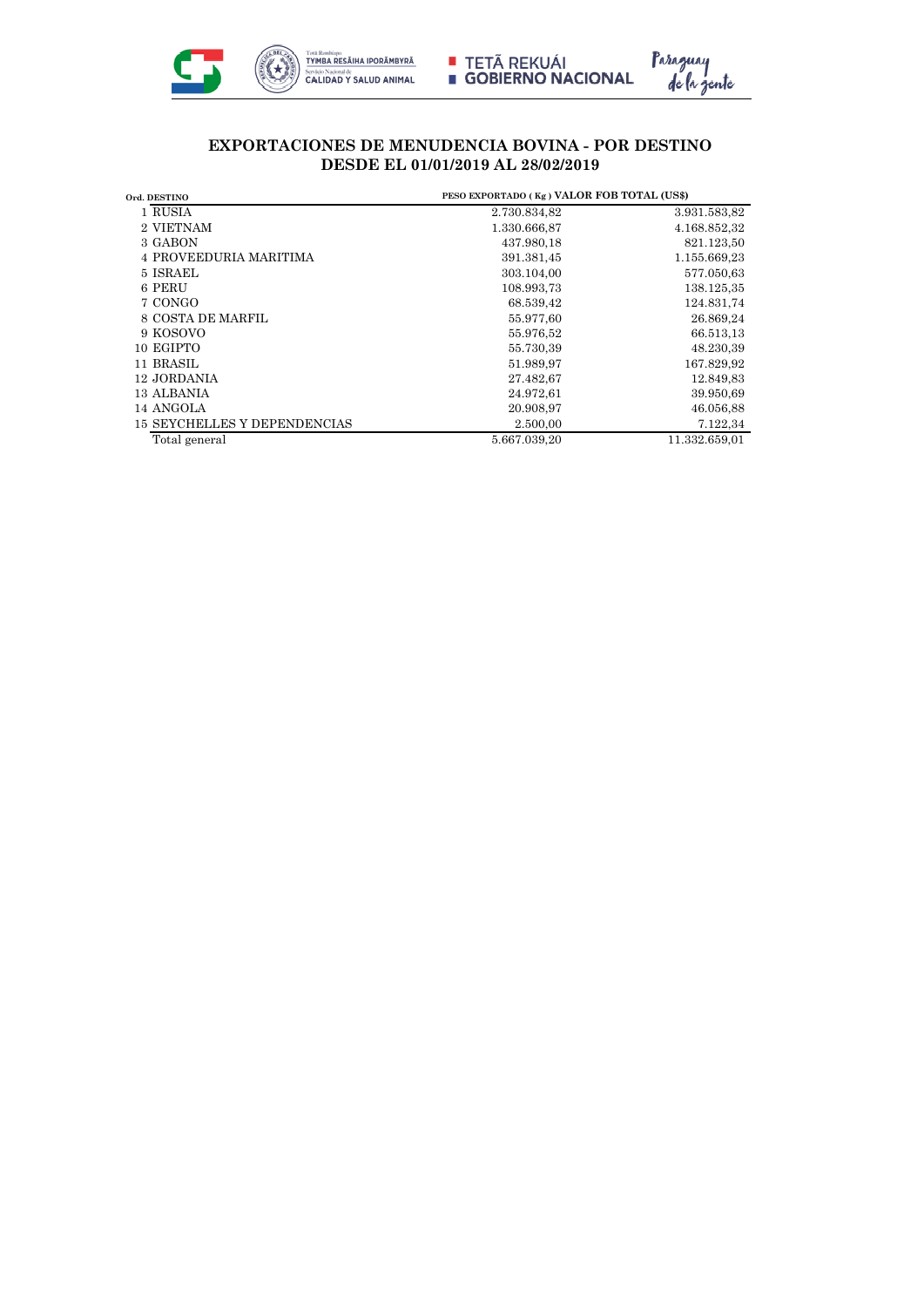## EXPORTACIONES DE MENUDENCIA BOVINA - POR DESTINO
## DESDE EL 01/01/2019 AL 28/02/2019

| Ord. | DESTINO | PESO EXPORTADO ( Kg ) | VALOR FOB TOTAL (US$) |
|---|---|---|---|
| 1 | RUSIA | 2.730.834,82 | 3.931.583,82 |
| 2 | VIETNAM | 1.330.666,87 | 4.168.852,32 |
| 3 | GABON | 437.980,18 | 821.123,50 |
| 4 | PROVEEDURIA MARITIMA | 391.381,45 | 1.155.669,23 |
| 5 | ISRAEL | 303.104,00 | 577.050,63 |
| 6 | PERU | 108.993,73 | 138.125,35 |
| 7 | CONGO | 68.539,42 | 124.831,74 |
| 8 | COSTA DE MARFIL | 55.977,60 | 26.869,24 |
| 9 | KOSOVO | 55.976,52 | 66.513,13 |
| 10 | EGIPTO | 55.730,39 | 48.230,39 |
| 11 | BRASIL | 51.989,97 | 167.829,92 |
| 12 | JORDANIA | 27.482,67 | 12.849,83 |
| 13 | ALBANIA | 24.972,61 | 39.950,69 |
| 14 | ANGOLA | 20.908,97 | 46.056,88 |
| 15 | SEYCHELLES Y DEPENDENCIAS | 2.500,00 | 7.122,34 |
| | Total general | 5.667.039,20 | 11.332.659,01 |